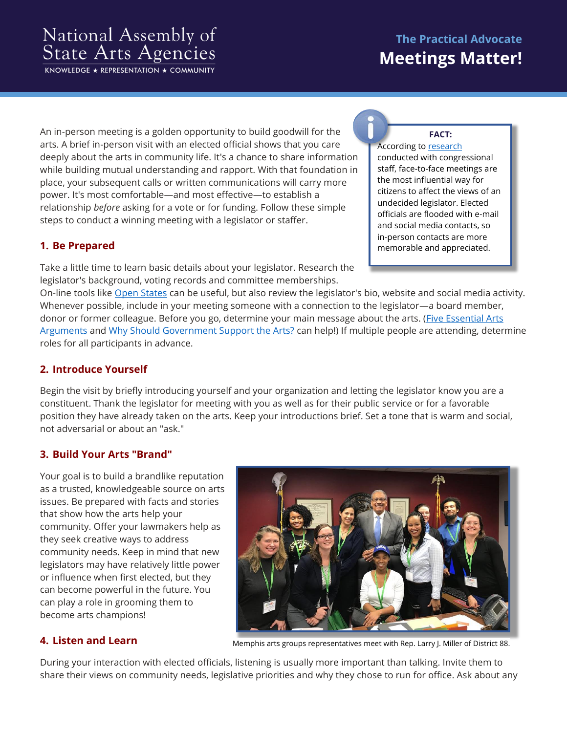National Assembly of State Arts Agencies

KNOWLEDGE ★ REPRESENTATION ★ COMMUNITY

## The Practical Advocate

# Meetings Matter!

An in-person meeting is a golden opportunity to build goodwill for the arts. A brief in-person visit with an elected official shows that you care deeply about the arts in community life. It's a chance to share information while building mutual understanding and rapport. With that foundation in place, your subsequent calls or written communications will carry more power. It's most comfortable—and most effective—to establish a relationship *before* asking for a vote or for funding. Follow these simple steps to conduct a winning meeting with a legislator or staffer.

> **FACT:**
> According to research conducted with congressional staff, face-to-face meetings are the most influential way for citizens to affect the views of an undecided legislator. Elected officials are flooded with e-mail and social media contacts, so in-person contacts are more memorable and appreciated.

### 1. Be Prepared

Take a little time to learn basic details about your legislator. Research the legislator's background, voting records and committee memberships. On-line tools like Open States can be useful, but also review the legislator's bio, website and social media activity. Whenever possible, include in your meeting someone with a connection to the legislator—a board member, donor or former colleague. Before you go, determine your main message about the arts. (Five Essential Arts Arguments and Why Should Government Support the Arts? can help!) If multiple people are attending, determine roles for all participants in advance.

### 2. Introduce Yourself

Begin the visit by briefly introducing yourself and your organization and letting the legislator know you are a constituent. Thank the legislator for meeting with you as well as for their public service or for a favorable position they have already taken on the arts. Keep your introductions brief. Set a tone that is warm and social, not adversarial or about an "ask."

### 3. Build Your Arts "Brand"

Your goal is to build a brandlike reputation as a trusted, knowledgeable source on arts issues. Be prepared with facts and stories that show how the arts help your community. Offer your lawmakers help as they seek creative ways to address community needs. Keep in mind that new legislators may have relatively little power or influence when first elected, but they can become powerful in the future. You can play a role in grooming them to become arts champions!

Memphis arts groups representatives meet with Rep. Larry J. Miller of District 88.

### 4. Listen and Learn

During your interaction with elected officials, listening is usually more important than talking. Invite them to share their views on community needs, legislative priorities and why they chose to run for office. Ask about any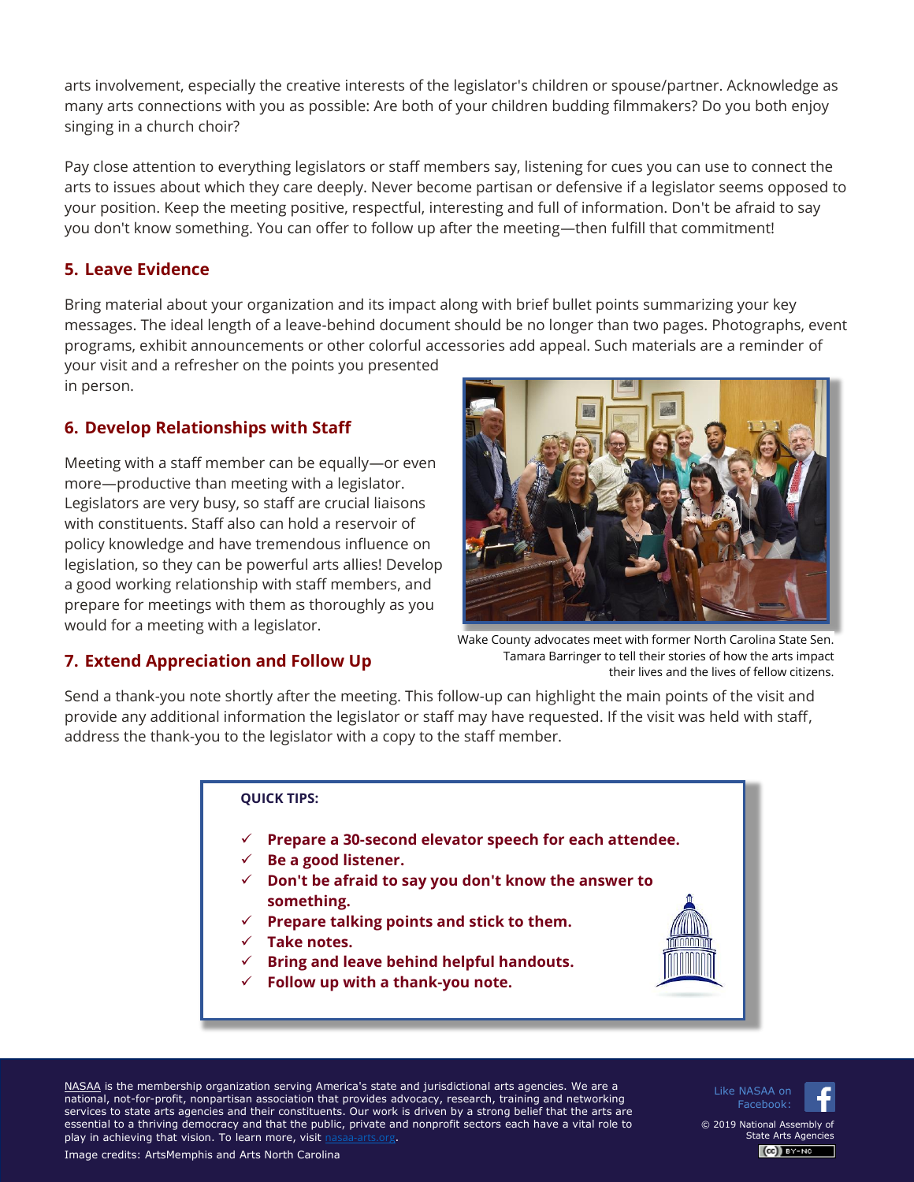arts involvement, especially the creative interests of the legislator's children or spouse/partner. Acknowledge as many arts connections with you as possible: Are both of your children budding filmmakers? Do you both enjoy singing in a church choir?

Pay close attention to everything legislators or staff members say, listening for cues you can use to connect the arts to issues about which they care deeply. Never become partisan or defensive if a legislator seems opposed to your position. Keep the meeting positive, respectful, interesting and full of information. Don't be afraid to say you don't know something. You can offer to follow up after the meeting—then fulfill that commitment!

## 5. Leave Evidence

Bring material about your organization and its impact along with brief bullet points summarizing your key messages. The ideal length of a leave-behind document should be no longer than two pages. Photographs, event programs, exhibit announcements or other colorful accessories add appeal. Such materials are a reminder of your visit and a refresher on the points you presented in person.

## 6. Develop Relationships with Staff

Meeting with a staff member can be equally—or even more—productive than meeting with a legislator. Legislators are very busy, so staff are crucial liaisons with constituents. Staff also can hold a reservoir of policy knowledge and have tremendous influence on legislation, so they can be powerful arts allies! Develop a good working relationship with staff members, and prepare for meetings with them as thoroughly as you would for a meeting with a legislator.

Wake County advocates meet with former North Carolina State Sen. Tamara Barringer to tell their stories of how the arts impact their lives and the lives of fellow citizens.

## 7. Extend Appreciation and Follow Up

Send a thank-you note shortly after the meeting. This follow-up can highlight the main points of the visit and provide any additional information the legislator or staff may have requested. If the visit was held with staff, address the thank-you to the legislator with a copy to the staff member.

**QUICK TIPS:**

- ✓ **Prepare a 30-second elevator speech for each attendee.**
- ✓ **Be a good listener.**
- ✓ **Don't be afraid to say you don't know the answer to something.**
- ✓ **Prepare talking points and stick to them.**
- ✓ **Take notes.**
- ✓ **Bring and leave behind helpful handouts.**
- ✓ **Follow up with a thank-you note.**

NASAA is the membership organization serving America's state and jurisdictional arts agencies. We are a national, not-for-profit, nonpartisan association that provides advocacy, research, training and networking services to state arts agencies and their constituents. Our work is driven by a strong belief that the arts are essential to a thriving democracy and that the public, private and nonprofit sectors each have a vital role to play in achieving that vision. To learn more, visit nasaa-arts.org.

Image credits: ArtsMemphis and Arts North Carolina

Like NASAA on Facebook:

© 2019 National Assembly of State Arts Agencies